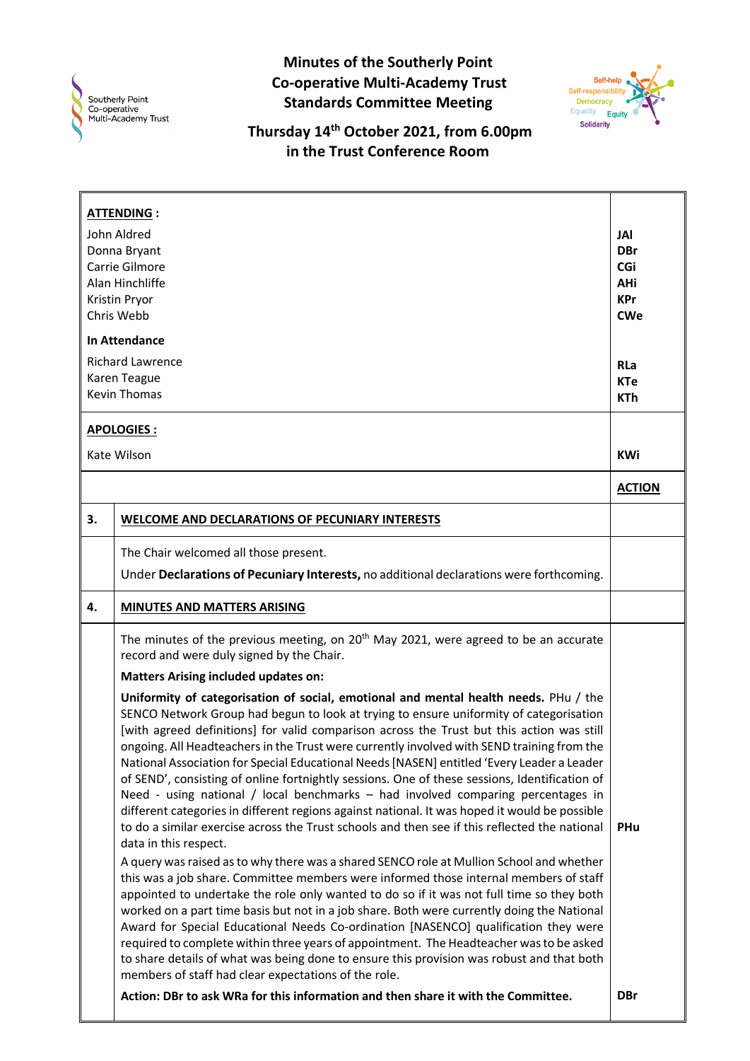# Minutes of the Southerly Point Co-operative Multi-Academy Trust Standards Committee Meeting

## Thursday 14th October 2021, from 6.00pm in the Trust Conference Room

**ATTENDING :**

| Name | |
|---|---|
| John Aldred | **JAl** |
| Donna Bryant | **DBr** |
| Carrie Gilmore | **CGi** |
| Alan Hinchliffe | **AHi** |
| Kristin Pryor | **KPr** |
| Chris Webb | **CWe** |

**In Attendance**

| Name | |
|---|---|
| Richard Lawrence | **RLa** |
| Karen Teague | **KTe** |
| Kevin Thomas | **KTh** |

**APOLOGIES :**

| Name | |
|---|---|
| Kate Wilson | **KWi** |

| | | **ACTION** |
|---|---|---|
| **3.** | **WELCOME AND DECLARATIONS OF PECUNIARY INTERESTS** | |
| | The Chair welcomed all those present.<br>Under **Declarations of Pecuniary Interests,** no additional declarations were forthcoming. | |
| **4.** | **MINUTES AND MATTERS ARISING** | |
| | The minutes of the previous meeting, on 20th May 2021, were agreed to be an accurate record and were duly signed by the Chair.<br>**Matters Arising included updates on:**<br>**Uniformity of categorisation of social, emotional and mental health needs.** PHu / the SENCO Network Group had begun to look at trying to ensure uniformity of categorisation [with agreed definitions] for valid comparison across the Trust but this action was still ongoing. All Headteachers in the Trust were currently involved with SEND training from the National Association for Special Educational Needs [NASEN] entitled 'Every Leader a Leader of SEND', consisting of online fortnightly sessions. One of these sessions, Identification of Need - using national / local benchmarks – had involved comparing percentages in different categories in different regions against national. It was hoped it would be possible to do a similar exercise across the Trust schools and then see if this reflected the national data in this respect. | **PHu** |
| | A query was raised as to why there was a shared SENCO role at Mullion School and whether this was a job share. Committee members were informed those internal members of staff appointed to undertake the role only wanted to do so if it was not full time so they both worked on a part time basis but not in a job share. Both were currently doing the National Award for Special Educational Needs Co-ordination [NASENCO] qualification they were required to complete within three years of appointment. The Headteacher was to be asked to share details of what was being done to ensure this provision was robust and that both members of staff had clear expectations of the role.<br>**Action: DBr to ask WRa for this information and then share it with the Committee.** | **DBr** |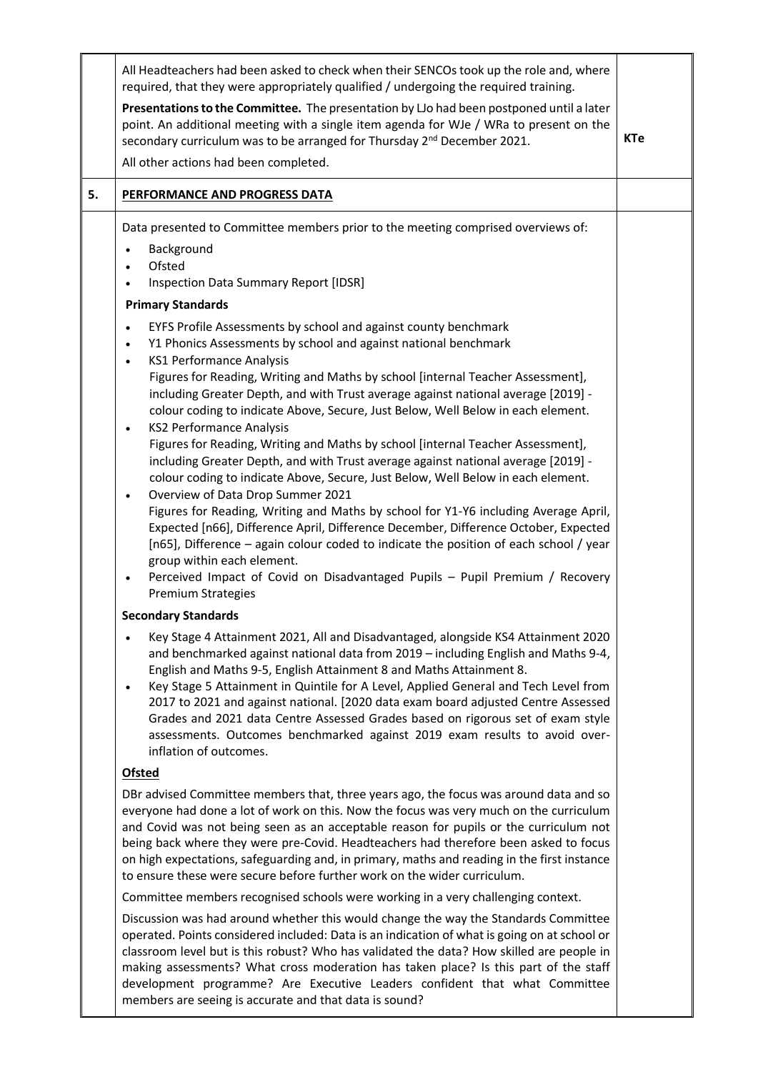| | | |
|---|---|---|
| | All Headteachers had been asked to check when their SENCOs took up the role and, where required, that they were appropriately qualified / undergoing the required training.<br><br>**Presentations to the Committee.** The presentation by LJo had been postponed until a later point. An additional meeting with a single item agenda for WJe / WRa to present on the secondary curriculum was to be arranged for Thursday 2nd December 2021.<br><br>All other actions had been completed. | **KTe** |
| **5.** | **PERFORMANCE AND PROGRESS DATA** | |
| | Data presented to Committee members prior to the meeting comprised overviews of:<br><br>- Background<br>- Ofsted<br>- Inspection Data Summary Report [IDSR]<br><br>**Primary Standards**<br><br>- EYFS Profile Assessments by school and against county benchmark<br>- Y1 Phonics Assessments by school and against national benchmark<br>- KS1 Performance Analysis<br>Figures for Reading, Writing and Maths by school [internal Teacher Assessment], including Greater Depth, and with Trust average against national average [2019] - colour coding to indicate Above, Secure, Just Below, Well Below in each element.<br>- KS2 Performance Analysis<br>Figures for Reading, Writing and Maths by school [internal Teacher Assessment], including Greater Depth, and with Trust average against national average [2019] - colour coding to indicate Above, Secure, Just Below, Well Below in each element.<br>- Overview of Data Drop Summer 2021<br>Figures for Reading, Writing and Maths by school for Y1-Y6 including Average April, Expected [n66], Difference April, Difference December, Difference October, Expected [n65], Difference – again colour coded to indicate the position of each school / year group within each element.<br>- Perceived Impact of Covid on Disadvantaged Pupils – Pupil Premium / Recovery Premium Strategies<br><br>**Secondary Standards**<br><br>- Key Stage 4 Attainment 2021, All and Disadvantaged, alongside KS4 Attainment 2020 and benchmarked against national data from 2019 – including English and Maths 9-4, English and Maths 9-5, English Attainment 8 and Maths Attainment 8.<br>- Key Stage 5 Attainment in Quintile for A Level, Applied General and Tech Level from 2017 to 2021 and against national. [2020 data exam board adjusted Centre Assessed Grades and 2021 data Centre Assessed Grades based on rigorous set of exam style assessments. Outcomes benchmarked against 2019 exam results to avoid over-inflation of outcomes.<br><br>**<u>Ofsted</u>**<br><br>DBr advised Committee members that, three years ago, the focus was around data and so everyone had done a lot of work on this. Now the focus was very much on the curriculum and Covid was not being seen as an acceptable reason for pupils or the curriculum not being back where they were pre-Covid. Headteachers had therefore been asked to focus on high expectations, safeguarding and, in primary, maths and reading in the first instance to ensure these were secure before further work on the wider curriculum.<br><br>Committee members recognised schools were working in a very challenging context.<br><br>Discussion was had around whether this would change the way the Standards Committee operated. Points considered included: Data is an indication of what is going on at school or classroom level but is this robust? Who has validated the data? How skilled are people in making assessments? What cross moderation has taken place? Is this part of the staff development programme? Are Executive Leaders confident that what Committee members are seeing is accurate and that data is sound? | |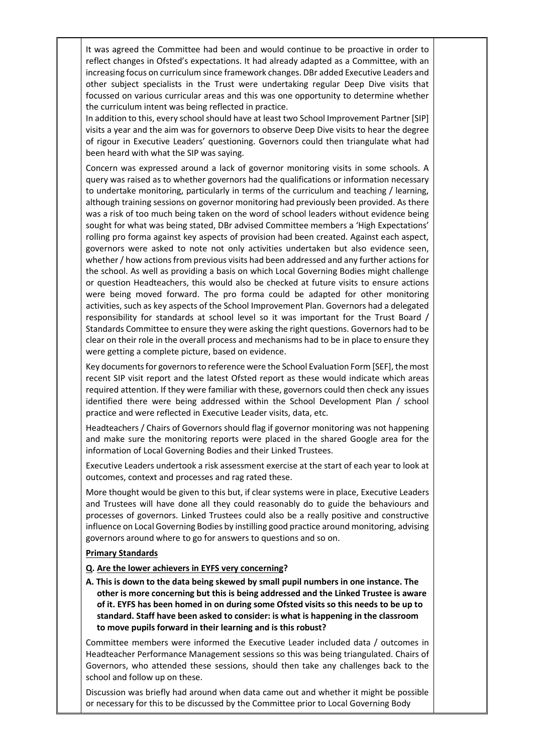It was agreed the Committee had been and would continue to be proactive in order to reflect changes in Ofsted's expectations. It had already adapted as a Committee, with an increasing focus on curriculum since framework changes. DBr added Executive Leaders and other subject specialists in the Trust were undertaking regular Deep Dive visits that focussed on various curricular areas and this was one opportunity to determine whether the curriculum intent was being reflected in practice.

In addition to this, every school should have at least two School Improvement Partner [SIP] visits a year and the aim was for governors to observe Deep Dive visits to hear the degree of rigour in Executive Leaders' questioning. Governors could then triangulate what had been heard with what the SIP was saying.

Concern was expressed around a lack of governor monitoring visits in some schools. A query was raised as to whether governors had the qualifications or information necessary to undertake monitoring, particularly in terms of the curriculum and teaching / learning, although training sessions on governor monitoring had previously been provided. As there was a risk of too much being taken on the word of school leaders without evidence being sought for what was being stated, DBr advised Committee members a 'High Expectations' rolling pro forma against key aspects of provision had been created. Against each aspect, governors were asked to note not only activities undertaken but also evidence seen, whether / how actions from previous visits had been addressed and any further actions for the school. As well as providing a basis on which Local Governing Bodies might challenge or question Headteachers, this would also be checked at future visits to ensure actions were being moved forward. The pro forma could be adapted for other monitoring activities, such as key aspects of the School Improvement Plan. Governors had a delegated responsibility for standards at school level so it was important for the Trust Board / Standards Committee to ensure they were asking the right questions. Governors had to be clear on their role in the overall process and mechanisms had to be in place to ensure they were getting a complete picture, based on evidence.

Key documents for governors to reference were the School Evaluation Form [SEF], the most recent SIP visit report and the latest Ofsted report as these would indicate which areas required attention. If they were familiar with these, governors could then check any issues identified there were being addressed within the School Development Plan / school practice and were reflected in Executive Leader visits, data, etc.

Headteachers / Chairs of Governors should flag if governor monitoring was not happening and make sure the monitoring reports were placed in the shared Google area for the information of Local Governing Bodies and their Linked Trustees.

Executive Leaders undertook a risk assessment exercise at the start of each year to look at outcomes, context and processes and rag rated these.

More thought would be given to this but, if clear systems were in place, Executive Leaders and Trustees will have done all they could reasonably do to guide the behaviours and processes of governors. Linked Trustees could also be a really positive and constructive influence on Local Governing Bodies by instilling good practice around monitoring, advising governors around where to go for answers to questions and so on.

**Primary Standards**

**Q. Are the lower achievers in EYFS very concerning?**

**A. This is down to the data being skewed by small pupil numbers in one instance. The other is more concerning but this is being addressed and the Linked Trustee is aware of it. EYFS has been homed in on during some Ofsted visits so this needs to be up to standard. Staff have been asked to consider: is what is happening in the classroom to move pupils forward in their learning and is this robust?**

Committee members were informed the Executive Leader included data / outcomes in Headteacher Performance Management sessions so this was being triangulated. Chairs of Governors, who attended these sessions, should then take any challenges back to the school and follow up on these.

Discussion was briefly had around when data came out and whether it might be possible or necessary for this to be discussed by the Committee prior to Local Governing Body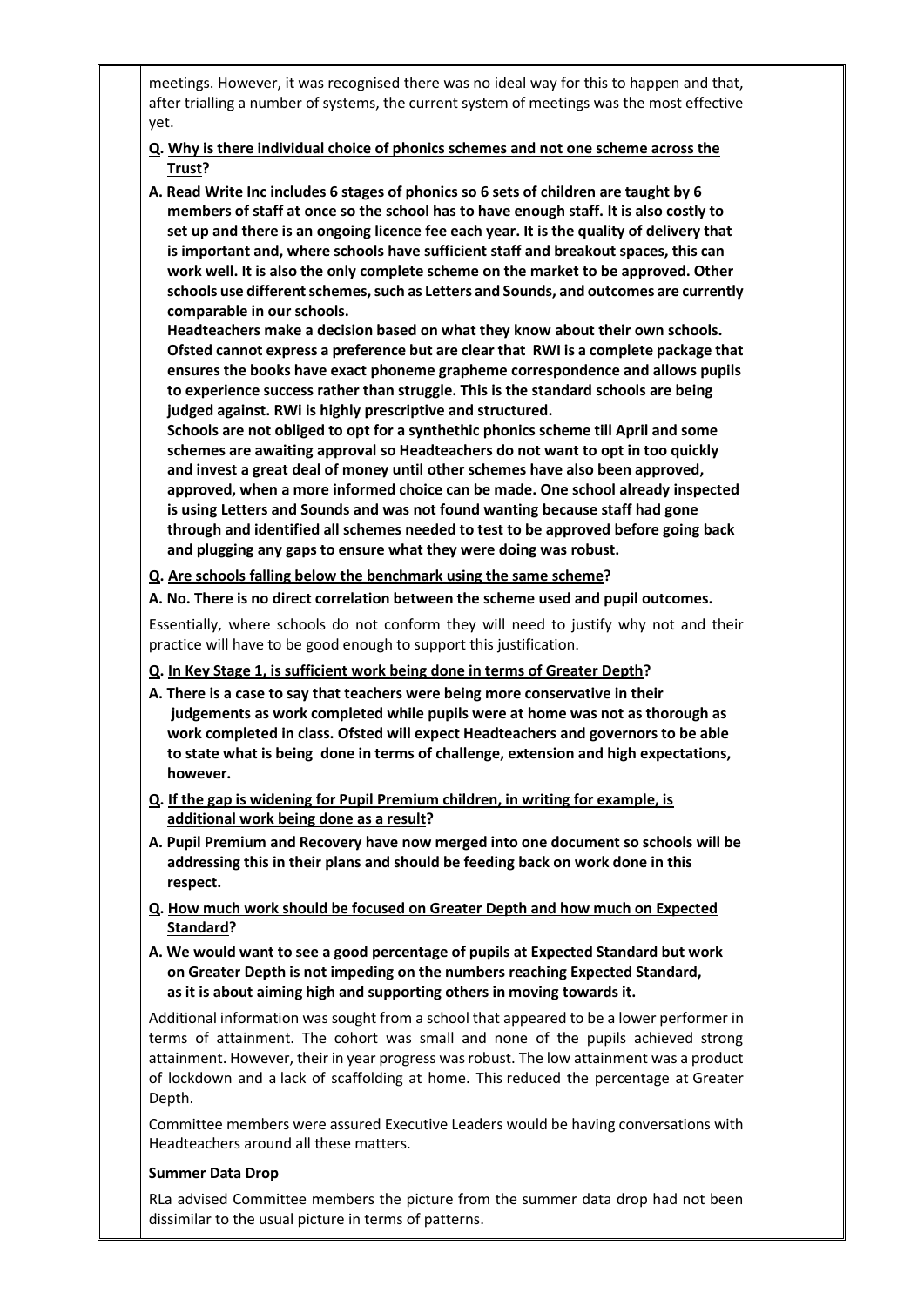meetings. However, it was recognised there was no ideal way for this to happen and that, after trialling a number of systems, the current system of meetings was the most effective yet.

**Q. Why is there individual choice of phonics schemes and not one scheme across the Trust?**

**A. Read Write Inc includes 6 stages of phonics so 6 sets of children are taught by 6 members of staff at once so the school has to have enough staff. It is also costly to set up and there is an ongoing licence fee each year. It is the quality of delivery that is important and, where schools have sufficient staff and breakout spaces, this can work well. It is also the only complete scheme on the market to be approved. Other schools use different schemes, such as Letters and Sounds, and outcomes are currently comparable in our schools.**

**Headteachers make a decision based on what they know about their own schools. Ofsted cannot express a preference but are clear that RWI is a complete package that ensures the books have exact phoneme grapheme correspondence and allows pupils to experience success rather than struggle. This is the standard schools are being judged against. RWi is highly prescriptive and structured.**

**Schools are not obliged to opt for a synthethic phonics scheme till April and some schemes are awaiting approval so Headteachers do not want to opt in too quickly and invest a great deal of money until other schemes have also been approved, approved, when a more informed choice can be made. One school already inspected is using Letters and Sounds and was not found wanting because staff had gone through and identified all schemes needed to test to be approved before going back and plugging any gaps to ensure what they were doing was robust.**

**Q. Are schools falling below the benchmark using the same scheme?**

**A. No. There is no direct correlation between the scheme used and pupil outcomes.**

Essentially, where schools do not conform they will need to justify why not and their practice will have to be good enough to support this justification.

**Q. In Key Stage 1, is sufficient work being done in terms of Greater Depth?**

**A. There is a case to say that teachers were being more conservative in their judgements as work completed while pupils were at home was not as thorough as work completed in class. Ofsted will expect Headteachers and governors to be able to state what is being done in terms of challenge, extension and high expectations, however.**

**Q. If the gap is widening for Pupil Premium children, in writing for example, is additional work being done as a result?**

**A. Pupil Premium and Recovery have now merged into one document so schools will be addressing this in their plans and should be feeding back on work done in this respect.**

**Q. How much work should be focused on Greater Depth and how much on Expected Standard?**

**A. We would want to see a good percentage of pupils at Expected Standard but work on Greater Depth is not impeding on the numbers reaching Expected Standard, as it is about aiming high and supporting others in moving towards it.**

Additional information was sought from a school that appeared to be a lower performer in terms of attainment. The cohort was small and none of the pupils achieved strong attainment. However, their in year progress was robust. The low attainment was a product of lockdown and a lack of scaffolding at home. This reduced the percentage at Greater Depth.

Committee members were assured Executive Leaders would be having conversations with Headteachers around all these matters.

**Summer Data Drop**

RLa advised Committee members the picture from the summer data drop had not been dissimilar to the usual picture in terms of patterns.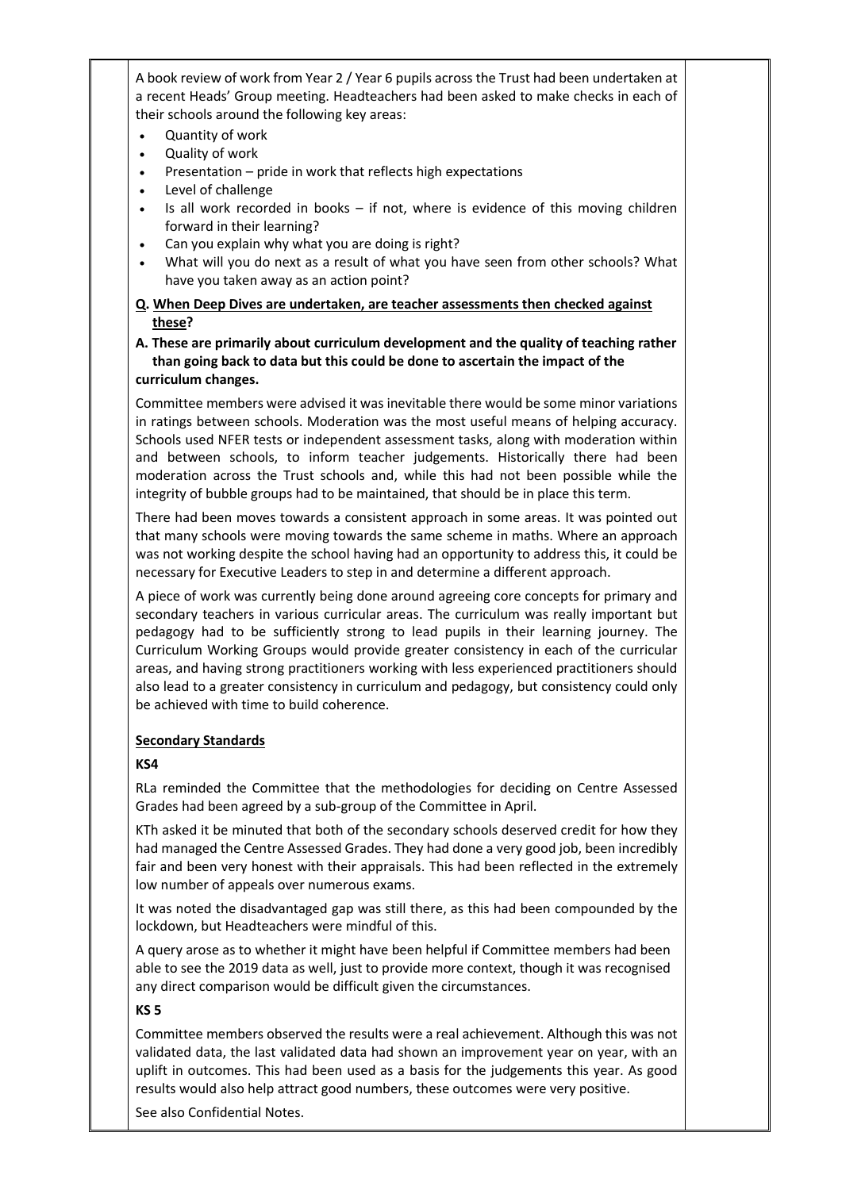A book review of work from Year 2 / Year 6 pupils across the Trust had been undertaken at a recent Heads' Group meeting. Headteachers had been asked to make checks in each of their schools around the following key areas:

- Quantity of work
- Quality of work
- Presentation – pride in work that reflects high expectations
- Level of challenge
- Is all work recorded in books – if not, where is evidence of this moving children forward in their learning?
- Can you explain why what you are doing is right?
- What will you do next as a result of what you have seen from other schools? What have you taken away as an action point?

**Q. <u>When Deep Dives are undertaken, are teacher assessments then checked against these</u>?**

**A. These are primarily about curriculum development and the quality of teaching rather than going back to data but this could be done to ascertain the impact of the curriculum changes.**

Committee members were advised it was inevitable there would be some minor variations in ratings between schools. Moderation was the most useful means of helping accuracy. Schools used NFER tests or independent assessment tasks, along with moderation within and between schools, to inform teacher judgements. Historically there had been moderation across the Trust schools and, while this had not been possible while the integrity of bubble groups had to be maintained, that should be in place this term.

There had been moves towards a consistent approach in some areas. It was pointed out that many schools were moving towards the same scheme in maths. Where an approach was not working despite the school having had an opportunity to address this, it could be necessary for Executive Leaders to step in and determine a different approach.

A piece of work was currently being done around agreeing core concepts for primary and secondary teachers in various curricular areas. The curriculum was really important but pedagogy had to be sufficiently strong to lead pupils in their learning journey. The Curriculum Working Groups would provide greater consistency in each of the curricular areas, and having strong practitioners working with less experienced practitioners should also lead to a greater consistency in curriculum and pedagogy, but consistency could only be achieved with time to build coherence.

**<u>Secondary Standards</u>**

**KS4**

RLa reminded the Committee that the methodologies for deciding on Centre Assessed Grades had been agreed by a sub-group of the Committee in April.

KTh asked it be minuted that both of the secondary schools deserved credit for how they had managed the Centre Assessed Grades. They had done a very good job, been incredibly fair and been very honest with their appraisals. This had been reflected in the extremely low number of appeals over numerous exams.

It was noted the disadvantaged gap was still there, as this had been compounded by the lockdown, but Headteachers were mindful of this.

A query arose as to whether it might have been helpful if Committee members had been able to see the 2019 data as well, just to provide more context, though it was recognised any direct comparison would be difficult given the circumstances.

**KS 5**

Committee members observed the results were a real achievement. Although this was not validated data, the last validated data had shown an improvement year on year, with an uplift in outcomes. This had been used as a basis for the judgements this year. As good results would also help attract good numbers, these outcomes were very positive.

See also Confidential Notes.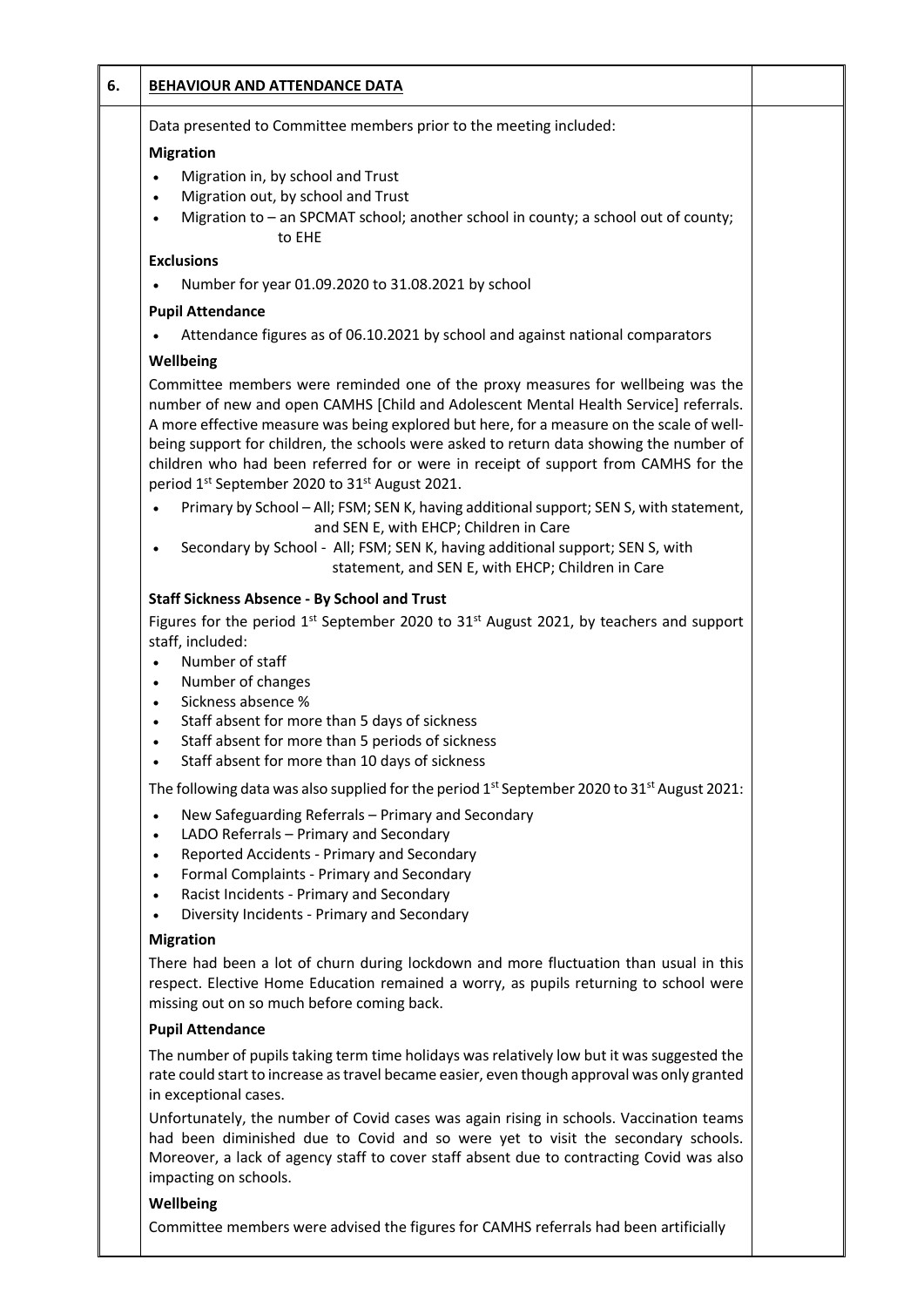## 6. BEHAVIOUR AND ATTENDANCE DATA

Data presented to Committee members prior to the meeting included:

**Migration**

- Migration in, by school and Trust
- Migration out, by school and Trust
- Migration to – an SPCMAT school; another school in county; a school out of county; to EHE

**Exclusions**

- Number for year 01.09.2020 to 31.08.2021 by school

**Pupil Attendance**

- Attendance figures as of 06.10.2021 by school and against national comparators

**Wellbeing**

Committee members were reminded one of the proxy measures for wellbeing was the number of new and open CAMHS [Child and Adolescent Mental Health Service] referrals. A more effective measure was being explored but here, for a measure on the scale of well-being support for children, the schools were asked to return data showing the number of children who had been referred for or were in receipt of support from CAMHS for the period 1st September 2020 to 31st August 2021.

- Primary by School – All; FSM; SEN K, having additional support; SEN S, with statement, and SEN E, with EHCP; Children in Care
- Secondary by School - All; FSM; SEN K, having additional support; SEN S, with statement, and SEN E, with EHCP; Children in Care

**Staff Sickness Absence - By School and Trust**

Figures for the period 1st September 2020 to 31st August 2021, by teachers and support staff, included:

- Number of staff
- Number of changes
- Sickness absence %
- Staff absent for more than 5 days of sickness
- Staff absent for more than 5 periods of sickness
- Staff absent for more than 10 days of sickness

The following data was also supplied for the period 1st September 2020 to 31st August 2021:

- New Safeguarding Referrals – Primary and Secondary
- LADO Referrals – Primary and Secondary
- Reported Accidents - Primary and Secondary
- Formal Complaints - Primary and Secondary
- Racist Incidents - Primary and Secondary
- Diversity Incidents - Primary and Secondary

**Migration**

There had been a lot of churn during lockdown and more fluctuation than usual in this respect. Elective Home Education remained a worry, as pupils returning to school were missing out on so much before coming back.

**Pupil Attendance**

The number of pupils taking term time holidays was relatively low but it was suggested the rate could start to increase as travel became easier, even though approval was only granted in exceptional cases.

Unfortunately, the number of Covid cases was again rising in schools. Vaccination teams had been diminished due to Covid and so were yet to visit the secondary schools. Moreover, a lack of agency staff to cover staff absent due to contracting Covid was also impacting on schools.

**Wellbeing**

Committee members were advised the figures for CAMHS referrals had been artificially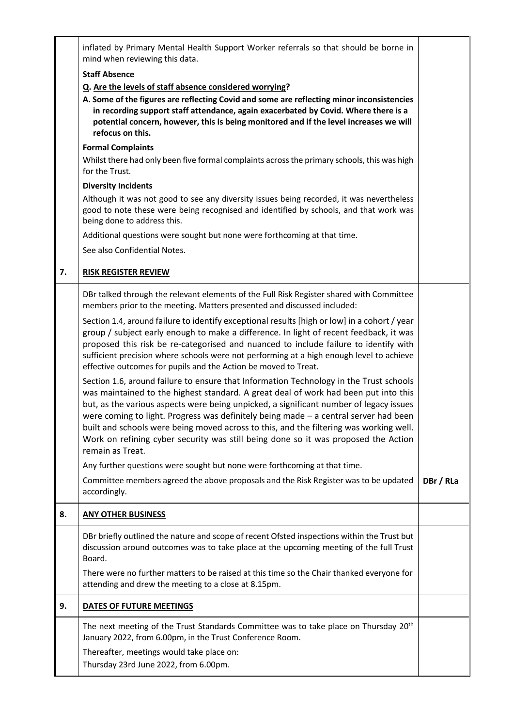| | | |
|---|---|---|
| | inflated by Primary Mental Health Support Worker referrals so that should be borne in mind when reviewing this data.<br><br>**Staff Absence**<br><br>**Q. <u>Are the levels of staff absence considered worrying</u>?**<br><br>**A. Some of the figures are reflecting Covid and some are reflecting minor inconsistencies in recording support staff attendance, again exacerbated by Covid. Where there is a potential concern, however, this is being monitored and if the level increases we will refocus on this.**<br><br>**Formal Complaints**<br><br>Whilst there had only been five formal complaints across the primary schools, this was high for the Trust.<br><br>**Diversity Incidents**<br><br>Although it was not good to see any diversity issues being recorded, it was nevertheless good to note these were being recognised and identified by schools, and that work was being done to address this.<br><br>Additional questions were sought but none were forthcoming at that time.<br><br>See also Confidential Notes. | |
| **7.** | **<u>RISK REGISTER REVIEW</u>** | |
| | DBr talked through the relevant elements of the Full Risk Register shared with Committee members prior to the meeting. Matters presented and discussed included:<br><br>Section 1.4, around failure to identify exceptional results [high or low] in a cohort / year group / subject early enough to make a difference. In light of recent feedback, it was proposed this risk be re-categorised and nuanced to include failure to identify with sufficient precision where schools were not performing at a high enough level to achieve effective outcomes for pupils and the Action be moved to Treat.<br><br>Section 1.6, around failure to ensure that Information Technology in the Trust schools was maintained to the highest standard. A great deal of work had been put into this but, as the various aspects were being unpicked, a significant number of legacy issues were coming to light. Progress was definitely being made – a central server had been built and schools were being moved across to this, and the filtering was working well. Work on refining cyber security was still being done so it was proposed the Action remain as Treat.<br><br>Any further questions were sought but none were forthcoming at that time.<br><br>Committee members agreed the above proposals and the Risk Register was to be updated accordingly. | **DBr / RLa** |
| **8.** | **<u>ANY OTHER BUSINESS</u>** | |
| | DBr briefly outlined the nature and scope of recent Ofsted inspections within the Trust but discussion around outcomes was to take place at the upcoming meeting of the full Trust Board.<br><br>There were no further matters to be raised at this time so the Chair thanked everyone for attending and drew the meeting to a close at 8.15pm. | |
| **9.** | **<u>DATES OF FUTURE MEETINGS</u>** | |
| | The next meeting of the Trust Standards Committee was to take place on Thursday 20th January 2022, from 6.00pm, in the Trust Conference Room.<br><br>Thereafter, meetings would take place on:<br><br>Thursday 23rd June 2022, from 6.00pm. | |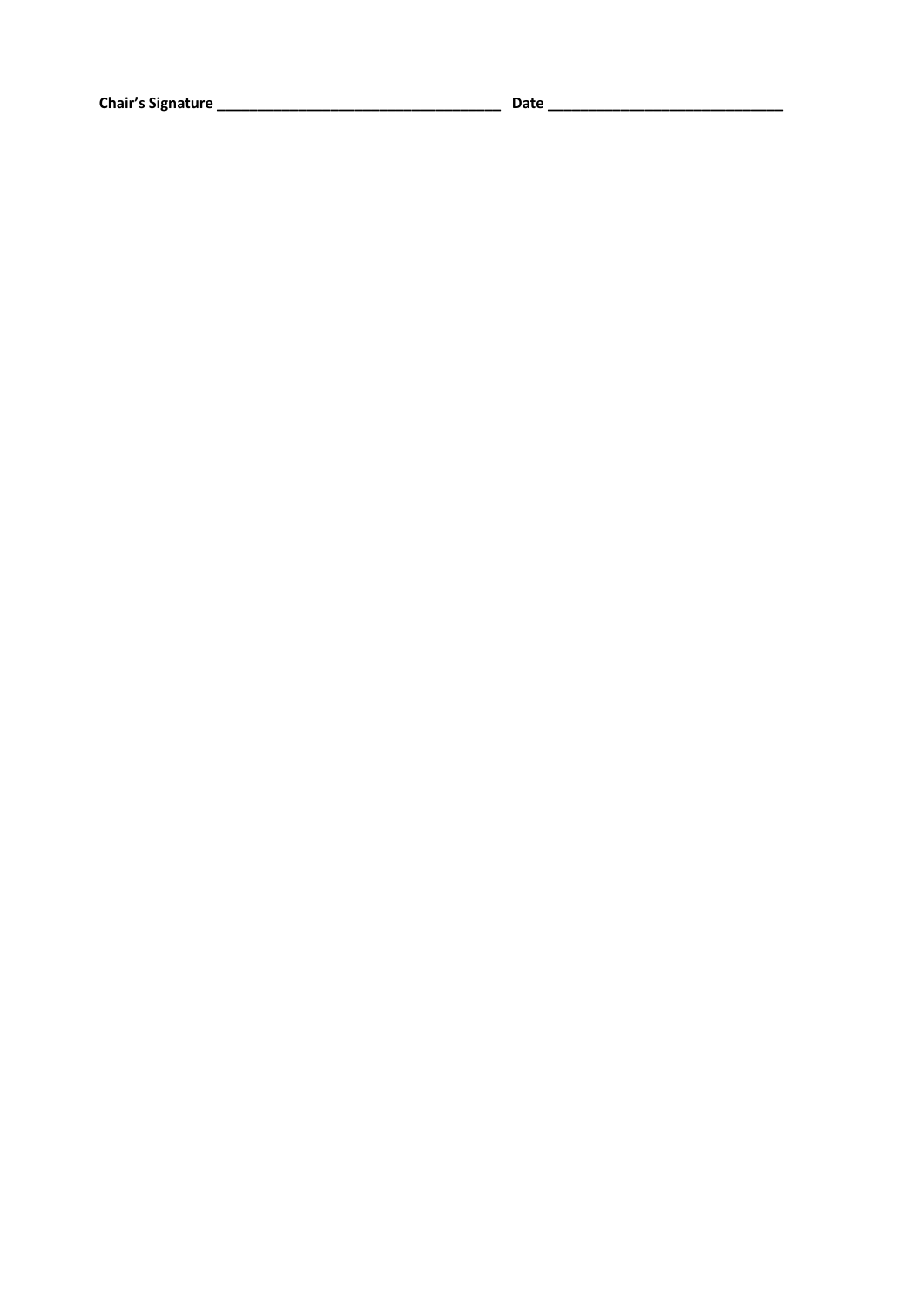**Chair's Signature ___________________________________ Date _____________________________**